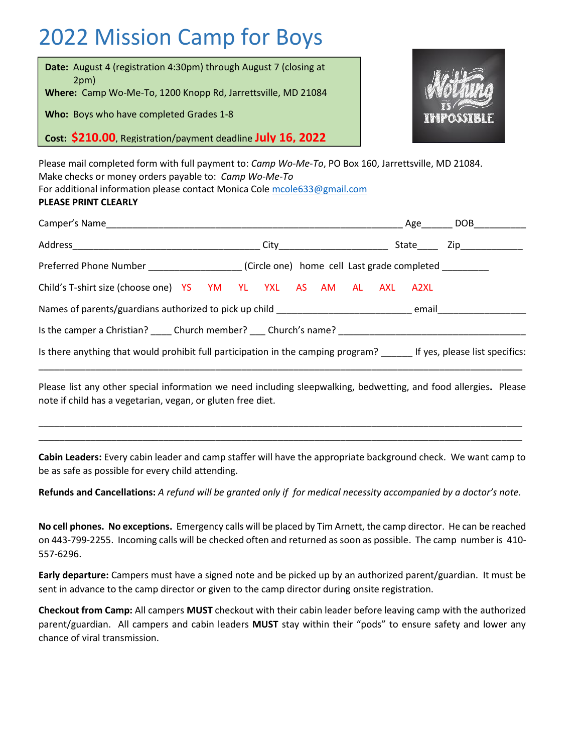# 2022 Mission Camp for Boys

**Date:** August 4 (registration 4:30pm) through August 7 (closing at 2pm)
**Where:** Camp Wo-Me-To, 1200 Knopp Rd, Jarrettsville, MD 21084

**Who:** Boys who have completed Grades 1-8

**Cost:** **$210.00**, Registration/payment deadline **July 16, 2022**

Please mail completed form with full payment to: *Camp Wo-Me-To*, PO Box 160, Jarrettsville, MD 21084.
Make checks or money orders payable to: *Camp Wo-Me-To*
For additional information please contact Monica Cole mcole633@gmail.com
**PLEASE PRINT CLEARLY**

Camper's Name_______________________________________________________ Age______ DOB__________

Address____________________________________ City____________________ State____ Zip____________

Preferred Phone Number _________________ (Circle one) home cell Last grade completed _________

Child's T-shirt size (choose one) YS YM YL YXL AS AM AL AXL A2XL

Names of parents/guardians authorized to pick up child _________________________ email________________

Is the camper a Christian? ____ Church member? ___ Church's name? ____________________________________

Is there anything that would prohibit full participation in the camping program? ______ If yes, please list specifics:
_____________________________________________________________________________________________

Please list any other special information we need including sleepwalking, bedwetting, and food allergies. Please note if child has a vegetarian, vegan, or gluten free diet.

_____________________________________________________________________________________________
_____________________________________________________________________________________________

**Cabin Leaders:** Every cabin leader and camp staffer will have the appropriate background check. We want camp to be as safe as possible for every child attending.

**Refunds and Cancellations:** *A refund will be granted only if for medical necessity accompanied by a doctor's note.*

**No cell phones. No exceptions.** Emergency calls will be placed by Tim Arnett, the camp director. He can be reached on 443-799-2255. Incoming calls will be checked often and returned as soon as possible. The camp number is 410-557-6296.

**Early departure:** Campers must have a signed note and be picked up by an authorized parent/guardian. It must be sent in advance to the camp director or given to the camp director during onsite registration.

**Checkout from Camp:** All campers **MUST** checkout with their cabin leader before leaving camp with the authorized parent/guardian. All campers and cabin leaders **MUST** stay within their "pods" to ensure safety and lower any chance of viral transmission.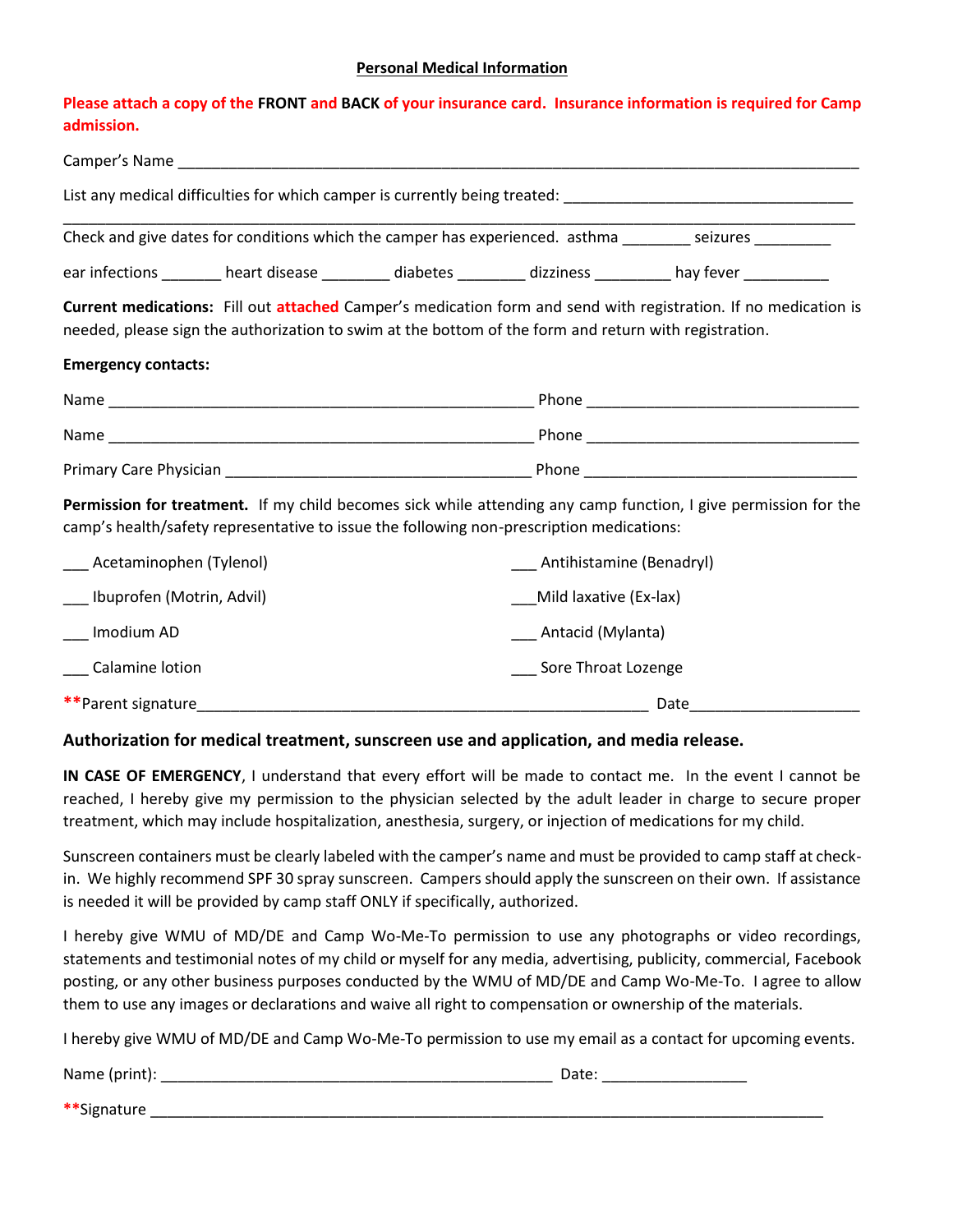## Personal Medical Information

**Please attach a copy of the FRONT and BACK of your insurance card. Insurance information is required for Camp admission.**

Camper's Name ___________________________________________________________________________

List any medical difficulties for which camper is currently being treated: __________________________________

_____________________________________________________________________________________________

Check and give dates for conditions which the camper has experienced. asthma ________ seizures _________

ear infections _______ heart disease ________ diabetes ________ dizziness _________ hay fever __________

**Current medications:** Fill out attached Camper's medication form and send with registration. If no medication is needed, please sign the authorization to swim at the bottom of the form and return with registration.

**Emergency contacts:**

Name ___________________________________________________ Phone _________________________________

Name ___________________________________________________ Phone _________________________________

Primary Care Physician ____________________________________ Phone _________________________________

**Permission for treatment.** If my child becomes sick while attending any camp function, I give permission for the camp's health/safety representative to issue the following non-prescription medications:

___ Acetaminophen (Tylenol)

___ Antihistamine (Benadryl)

___ Ibuprofen (Motrin, Advil)

___Mild laxative (Ex-lax)

___ Imodium AD

___ Antacid (Mylanta)

___ Calamine lotion

___ Sore Throat Lozenge

**Parent signature_______________________________________________________ Date____________________

### Authorization for medical treatment, sunscreen use and application, and media release.

**IN CASE OF EMERGENCY**, I understand that every effort will be made to contact me. In the event I cannot be reached, I hereby give my permission to the physician selected by the adult leader in charge to secure proper treatment, which may include hospitalization, anesthesia, surgery, or injection of medications for my child.

Sunscreen containers must be clearly labeled with the camper's name and must be provided to camp staff at check-in. We highly recommend SPF 30 spray sunscreen. Campers should apply the sunscreen on their own. If assistance is needed it will be provided by camp staff ONLY if specifically, authorized.

I hereby give WMU of MD/DE and Camp Wo-Me-To permission to use any photographs or video recordings, statements and testimonial notes of my child or myself for any media, advertising, publicity, commercial, Facebook posting, or any other business purposes conducted by the WMU of MD/DE and Camp Wo-Me-To. I agree to allow them to use any images or declarations and waive all right to compensation or ownership of the materials.

I hereby give WMU of MD/DE and Camp Wo-Me-To permission to use my email as a contact for upcoming events.

Name (print): _______________________________________________ Date: _________________

**Signature ________________________________________________________________________________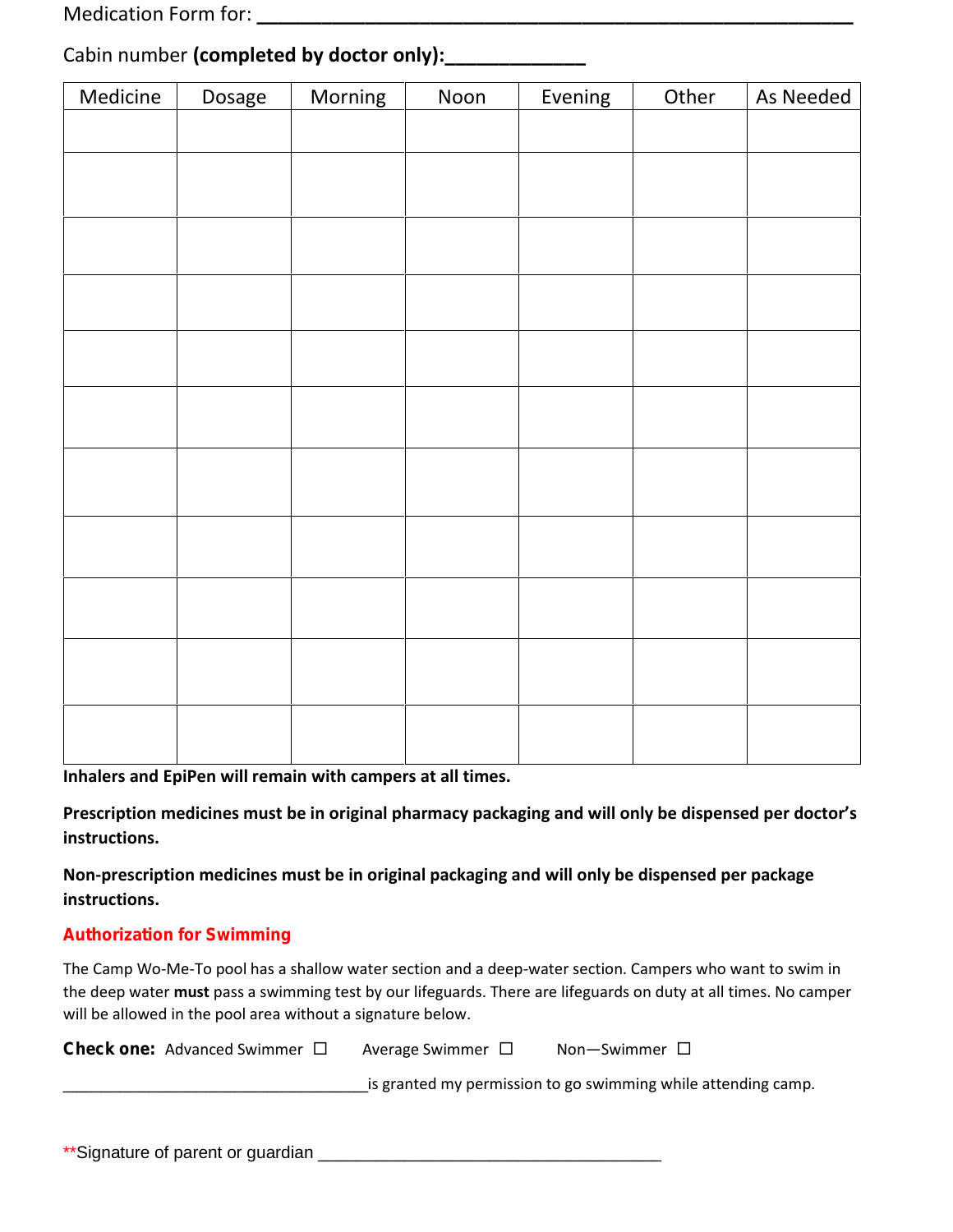Medication Form for: ______________________________________________

Cabin number **(completed by doctor only)**:____________

| Medicine | Dosage | Morning | Noon | Evening | Other | As Needed |
| --- | --- | --- | --- | --- | --- | --- |
| | | | | | | |
| | | | | | | |
| | | | | | | |
| | | | | | | |
| | | | | | | |
| | | | | | | |
| | | | | | | |
| | | | | | | |
| | | | | | | |
| | | | | | | |
| | | | | | | |

**Inhalers and EpiPen will remain with campers at all times.**

**Prescription medicines must be in original pharmacy packaging and will only be dispensed per doctor's instructions.**

**Non-prescription medicines must be in original packaging and will only be dispensed per package instructions.**

**Authorization for Swimming**

The Camp Wo-Me-To pool has a shallow water section and a deep-water section. Campers who want to swim in the deep water **must** pass a swimming test by our lifeguards. There are lifeguards on duty at all times. No camper will be allowed in the pool area without a signature below.

**Check one:** Advanced Swimmer ☐  Average Swimmer ☐  Non—Swimmer ☐

_________________________________is granted my permission to go swimming while attending camp.

**Signature of parent or guardian _________________________________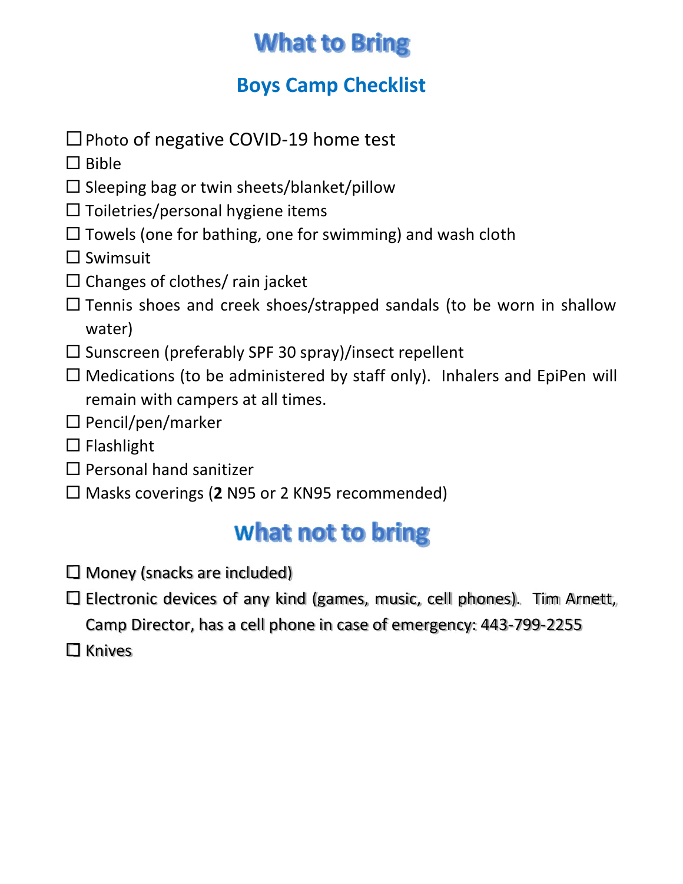# What to Bring

## Boys Camp Checklist

- ☐ Photo of negative COVID-19 home test
- ☐ Bible
- ☐ Sleeping bag or twin sheets/blanket/pillow
- ☐ Toiletries/personal hygiene items
- ☐ Towels (one for bathing, one for swimming) and wash cloth
- ☐ Swimsuit
- ☐ Changes of clothes/ rain jacket
- ☐ Tennis shoes and creek shoes/strapped sandals (to be worn in shallow water)
- ☐ Sunscreen (preferably SPF 30 spray)/insect repellent
- ☐ Medications (to be administered by staff only). Inhalers and EpiPen will remain with campers at all times.
- ☐ Pencil/pen/marker
- ☐ Flashlight
- ☐ Personal hand sanitizer
- ☐ Masks coverings (**2** N95 or 2 KN95 recommended)

# What not to bring

- ☐ Money (snacks are included)
- ☐ Electronic devices of any kind (games, music, cell phones). Tim Arnett, Camp Director, has a cell phone in case of emergency: 443-799-2255
- ☐ Knives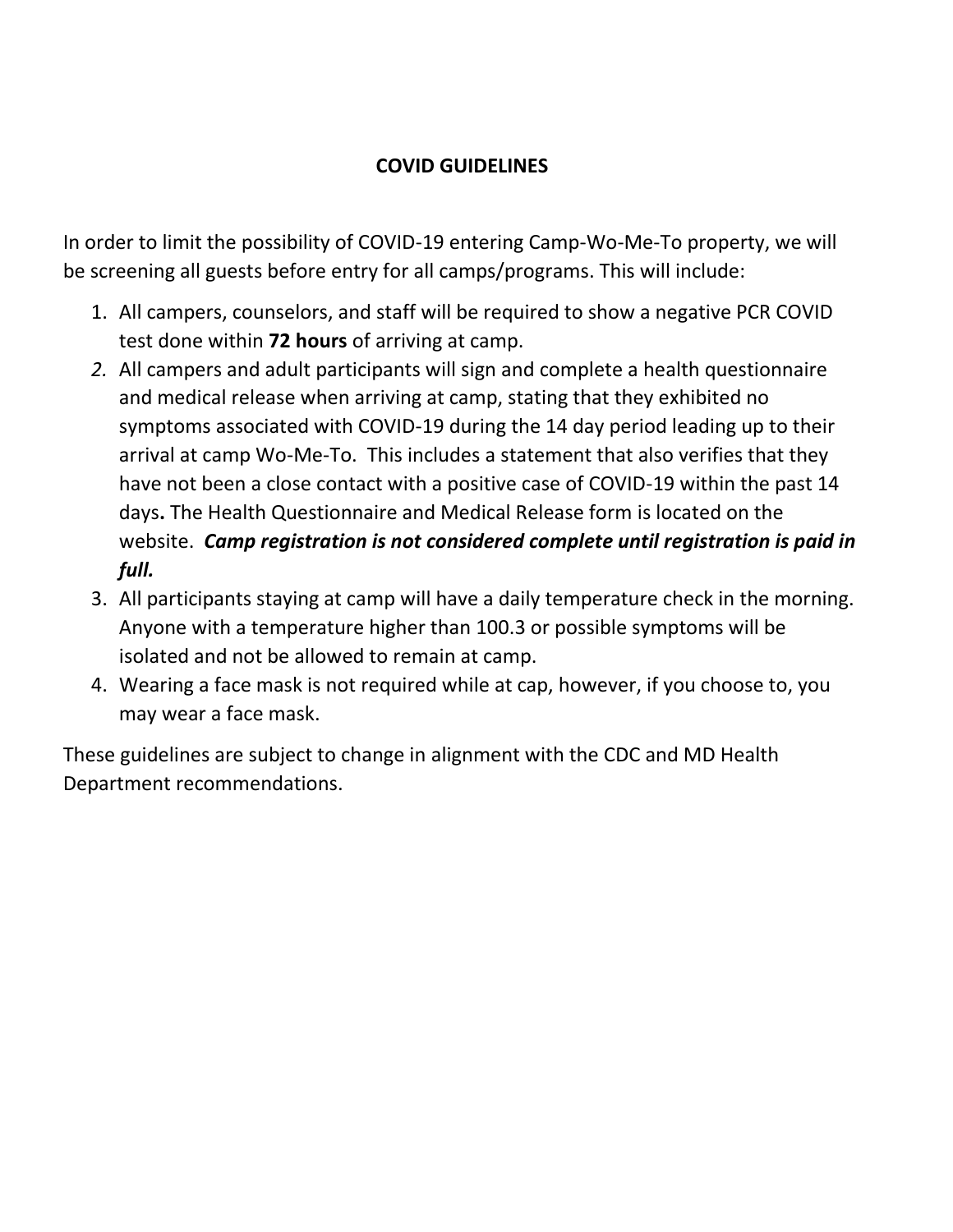# COVID GUIDELINES

In order to limit the possibility of COVID-19 entering Camp-Wo-Me-To property, we will be screening all guests before entry for all camps/programs. This will include:

1. All campers, counselors, and staff will be required to show a negative PCR COVID test done within **72 hours** of arriving at camp.
2. All campers and adult participants will sign and complete a health questionnaire and medical release when arriving at camp, stating that they exhibited no symptoms associated with COVID-19 during the 14 day period leading up to their arrival at camp Wo-Me-To. This includes a statement that also verifies that they have not been a close contact with a positive case of COVID-19 within the past 14 days**.** The Health Questionnaire and Medical Release form is located on the website. ***Camp registration is not considered complete until registration is paid in full.***
3. All participants staying at camp will have a daily temperature check in the morning. Anyone with a temperature higher than 100.3 or possible symptoms will be isolated and not be allowed to remain at camp.
4. Wearing a face mask is not required while at cap, however, if you choose to, you may wear a face mask.

These guidelines are subject to change in alignment with the CDC and MD Health Department recommendations.